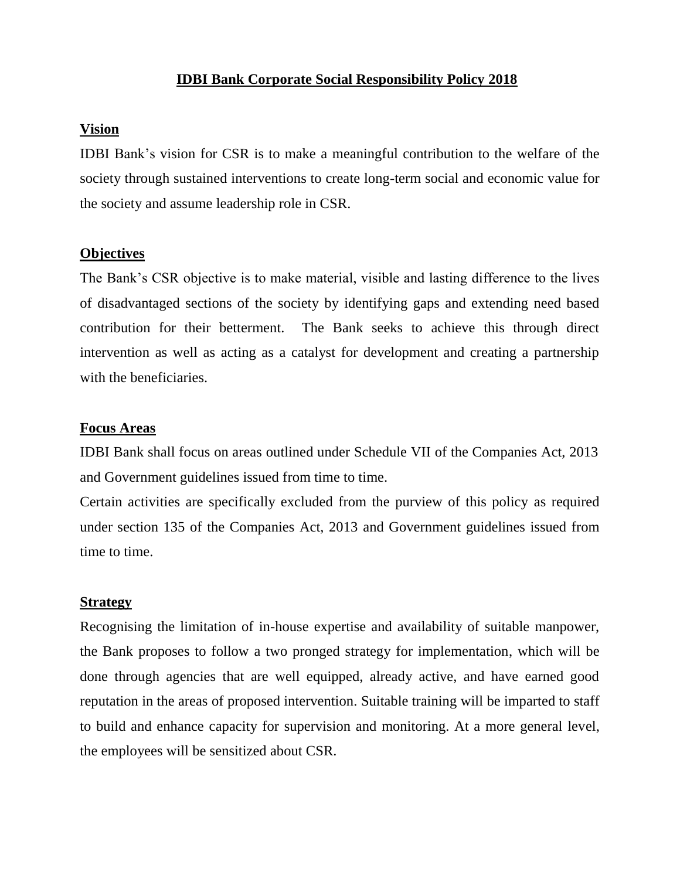# IDBI Bank Corporate Social Responsibility Policy 2018

## Vision

IDBI Bank's vision for CSR is to make a meaningful contribution to the welfare of the society through sustained interventions to create long-term social and economic value for the society and assume leadership role in CSR.

## Objectives

The Bank's CSR objective is to make material, visible and lasting difference to the lives of disadvantaged sections of the society by identifying gaps and extending need based contribution for their betterment. The Bank seeks to achieve this through direct intervention as well as acting as a catalyst for development and creating a partnership with the beneficiaries.

## Focus Areas

IDBI Bank shall focus on areas outlined under Schedule VII of the Companies Act, 2013 and Government guidelines issued from time to time.

Certain activities are specifically excluded from the purview of this policy as required under section 135 of the Companies Act, 2013 and Government guidelines issued from time to time.

## Strategy

Recognising the limitation of in-house expertise and availability of suitable manpower, the Bank proposes to follow a two pronged strategy for implementation, which will be done through agencies that are well equipped, already active, and have earned good reputation in the areas of proposed intervention. Suitable training will be imparted to staff to build and enhance capacity for supervision and monitoring. At a more general level, the employees will be sensitized about CSR.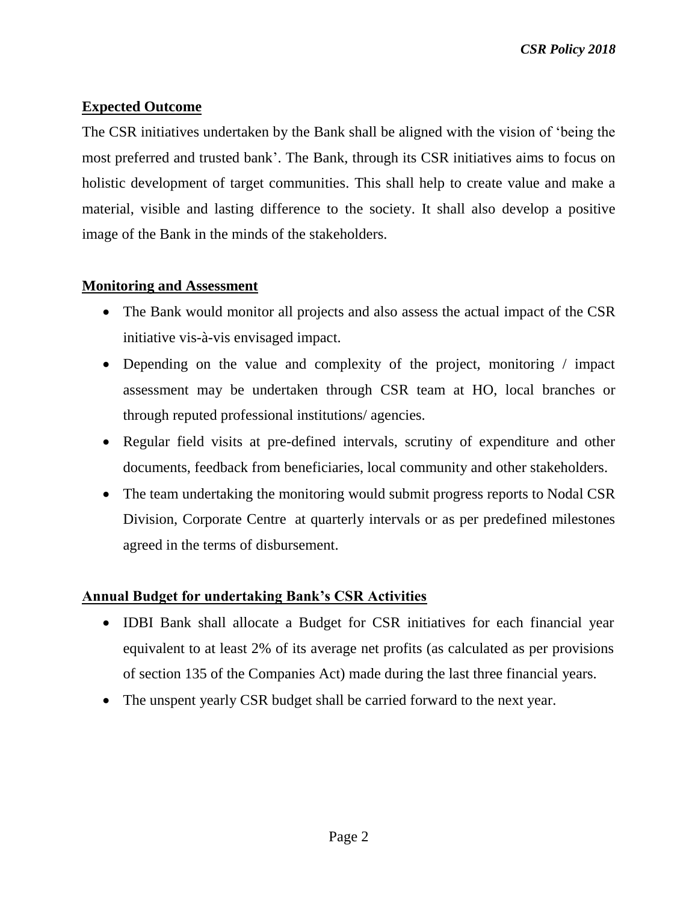## Expected Outcome

The CSR initiatives undertaken by the Bank shall be aligned with the vision of 'being the most preferred and trusted bank'. The Bank, through its CSR initiatives aims to focus on holistic development of target communities. This shall help to create value and make a material, visible and lasting difference to the society. It shall also develop a positive image of the Bank in the minds of the stakeholders.

## Monitoring and Assessment

- The Bank would monitor all projects and also assess the actual impact of the CSR initiative vis-à-vis envisaged impact.
- Depending on the value and complexity of the project, monitoring / impact assessment may be undertaken through CSR team at HO, local branches or through reputed professional institutions/ agencies.
- Regular field visits at pre-defined intervals, scrutiny of expenditure and other documents, feedback from beneficiaries, local community and other stakeholders.
- The team undertaking the monitoring would submit progress reports to Nodal CSR Division, Corporate Centre at quarterly intervals or as per predefined milestones agreed in the terms of disbursement.

## Annual Budget for undertaking Bank's CSR Activities

- IDBI Bank shall allocate a Budget for CSR initiatives for each financial year equivalent to at least 2% of its average net profits (as calculated as per provisions of section 135 of the Companies Act) made during the last three financial years.
- The unspent yearly CSR budget shall be carried forward to the next year.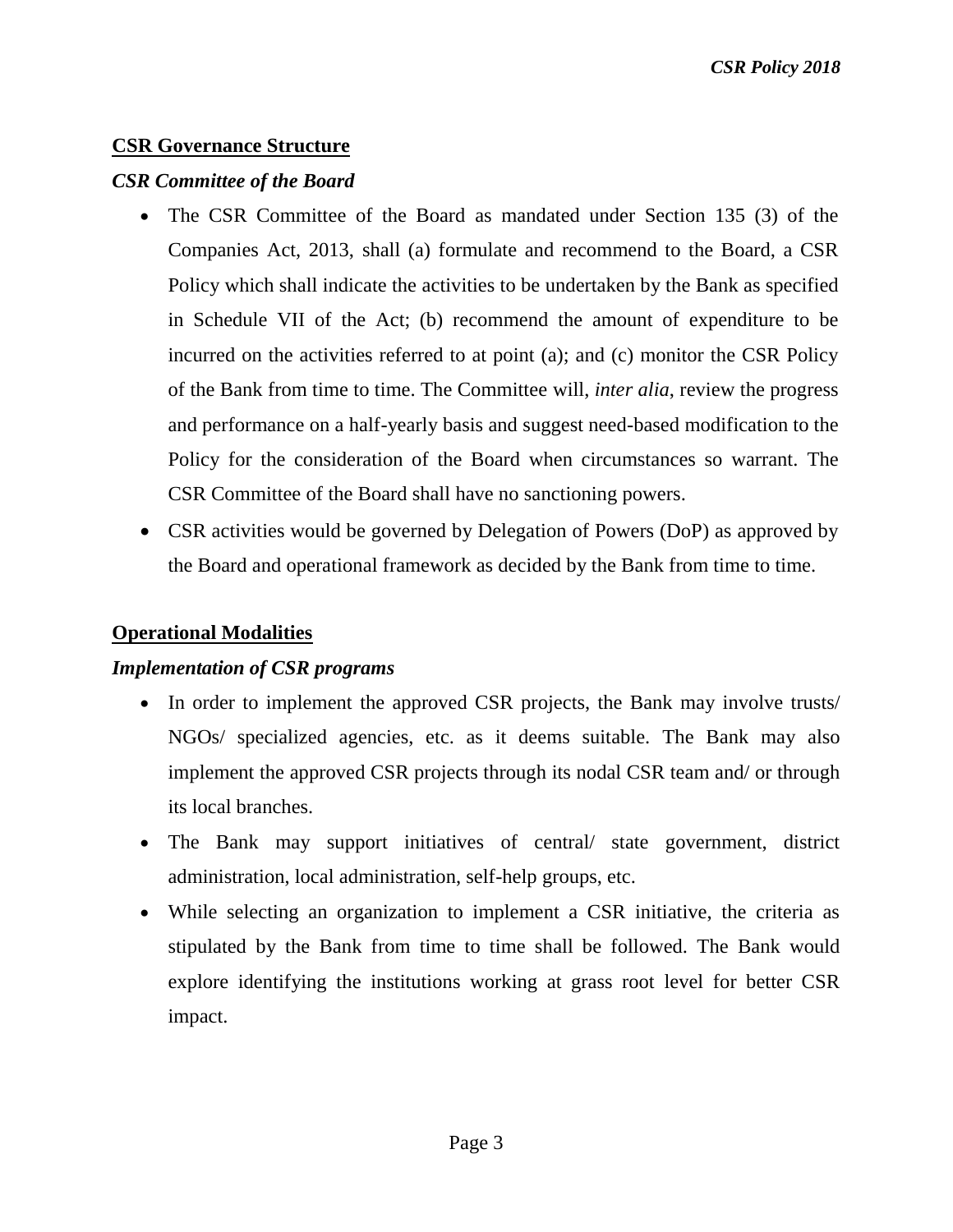## CSR Governance Structure

### *CSR Committee of the Board*

- The CSR Committee of the Board as mandated under Section 135 (3) of the Companies Act, 2013, shall (a) formulate and recommend to the Board, a CSR Policy which shall indicate the activities to be undertaken by the Bank as specified in Schedule VII of the Act; (b) recommend the amount of expenditure to be incurred on the activities referred to at point (a); and (c) monitor the CSR Policy of the Bank from time to time. The Committee will, *inter alia*, review the progress and performance on a half-yearly basis and suggest need-based modification to the Policy for the consideration of the Board when circumstances so warrant. The CSR Committee of the Board shall have no sanctioning powers.
- CSR activities would be governed by Delegation of Powers (DoP) as approved by the Board and operational framework as decided by the Bank from time to time.

## Operational Modalities

### *Implementation of CSR programs*

- In order to implement the approved CSR projects, the Bank may involve trusts/ NGOs/ specialized agencies, etc. as it deems suitable. The Bank may also implement the approved CSR projects through its nodal CSR team and/ or through its local branches.
- The Bank may support initiatives of central/ state government, district administration, local administration, self-help groups, etc.
- While selecting an organization to implement a CSR initiative, the criteria as stipulated by the Bank from time to time shall be followed. The Bank would explore identifying the institutions working at grass root level for better CSR impact.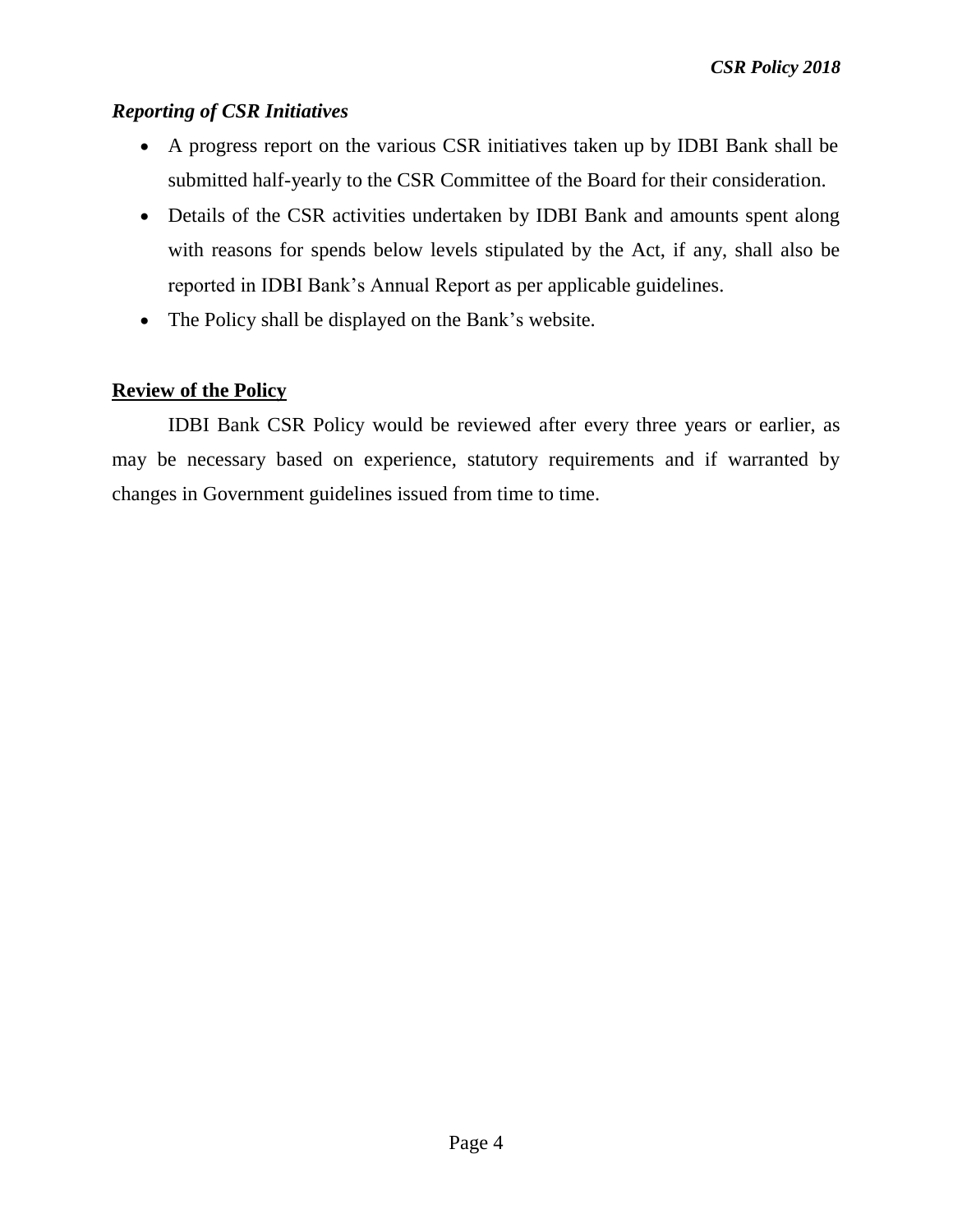### *Reporting of CSR Initiatives*

- A progress report on the various CSR initiatives taken up by IDBI Bank shall be submitted half-yearly to the CSR Committee of the Board for their consideration.
- Details of the CSR activities undertaken by IDBI Bank and amounts spent along with reasons for spends below levels stipulated by the Act, if any, shall also be reported in IDBI Bank's Annual Report as per applicable guidelines.
- The Policy shall be displayed on the Bank's website.

## Review of the Policy

IDBI Bank CSR Policy would be reviewed after every three years or earlier, as may be necessary based on experience, statutory requirements and if warranted by changes in Government guidelines issued from time to time.